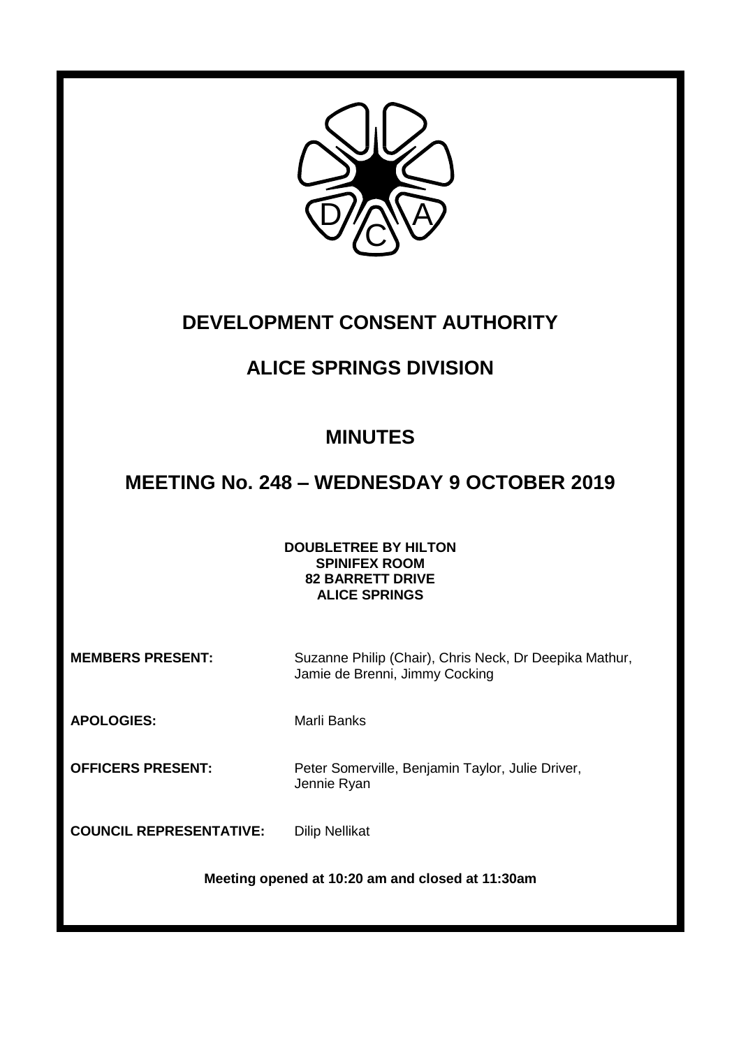# DEVELOPMENT CONSENT AUTHORITY

## ALICE SPRINGS DIVISION

## MINUTES

## MEETING No. 248 – WEDNESDAY 9 OCTOBER 2019

**DOUBLETREE BY HILTON**
**SPINIFEX ROOM**
**82 BARRETT DRIVE**
**ALICE SPRINGS**

**MEMBERS PRESENT:** Suzanne Philip (Chair), Chris Neck, Dr Deepika Mathur, Jamie de Brenni, Jimmy Cocking

**APOLOGIES:** Marli Banks

**OFFICERS PRESENT:** Peter Somerville, Benjamin Taylor, Julie Driver, Jennie Ryan

**COUNCIL REPRESENTATIVE:** Dilip Nellikat

**Meeting opened at 10:20 am and closed at 11:30am**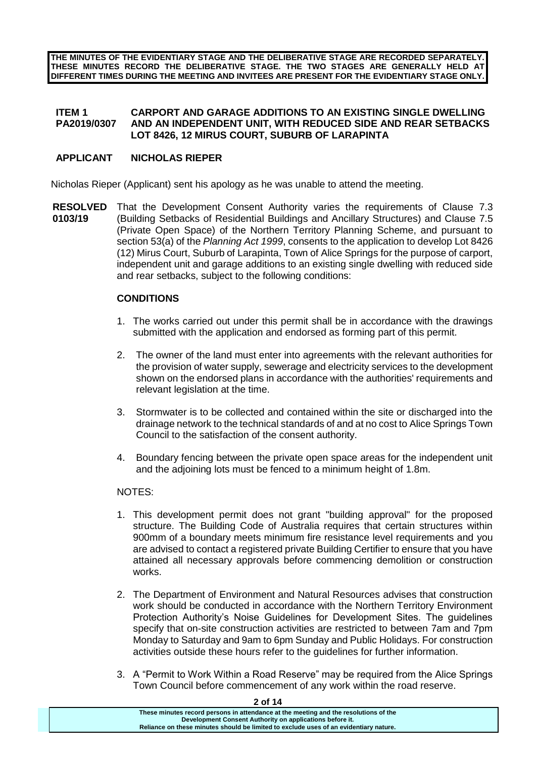**THE MINUTES OF THE EVIDENTIARY STAGE AND THE DELIBERATIVE STAGE ARE RECORDED SEPARATELY. THESE MINUTES RECORD THE DELIBERATIVE STAGE. THE TWO STAGES ARE GENERALLY HELD AT DIFFERENT TIMES DURING THE MEETING AND INVITEES ARE PRESENT FOR THE EVIDENTIARY STAGE ONLY.**

**ITEM 1 PA2019/0307 CARPORT AND GARAGE ADDITIONS TO AN EXISTING SINGLE DWELLING AND AN INDEPENDENT UNIT, WITH REDUCED SIDE AND REAR SETBACKS LOT 8426, 12 MIRUS COURT, SUBURB OF LARAPINTA**

**APPLICANT NICHOLAS RIEPER**

Nicholas Rieper (Applicant) sent his apology as he was unable to attend the meeting.

**RESOLVED 0103/19** That the Development Consent Authority varies the requirements of Clause 7.3 (Building Setbacks of Residential Buildings and Ancillary Structures) and Clause 7.5 (Private Open Space) of the Northern Territory Planning Scheme, and pursuant to section 53(a) of the *Planning Act 1999*, consents to the application to develop Lot 8426 (12) Mirus Court, Suburb of Larapinta, Town of Alice Springs for the purpose of carport, independent unit and garage additions to an existing single dwelling with reduced side and rear setbacks, subject to the following conditions:

**CONDITIONS**

1. The works carried out under this permit shall be in accordance with the drawings submitted with the application and endorsed as forming part of this permit.
2. The owner of the land must enter into agreements with the relevant authorities for the provision of water supply, sewerage and electricity services to the development shown on the endorsed plans in accordance with the authorities' requirements and relevant legislation at the time.
3. Stormwater is to be collected and contained within the site or discharged into the drainage network to the technical standards of and at no cost to Alice Springs Town Council to the satisfaction of the consent authority.
4. Boundary fencing between the private open space areas for the independent unit and the adjoining lots must be fenced to a minimum height of 1.8m.

NOTES:

1. This development permit does not grant "building approval" for the proposed structure. The Building Code of Australia requires that certain structures within 900mm of a boundary meets minimum fire resistance level requirements and you are advised to contact a registered private Building Certifier to ensure that you have attained all necessary approvals before commencing demolition or construction works.
2. The Department of Environment and Natural Resources advises that construction work should be conducted in accordance with the Northern Territory Environment Protection Authority's Noise Guidelines for Development Sites. The guidelines specify that on-site construction activities are restricted to between 7am and 7pm Monday to Saturday and 9am to 6pm Sunday and Public Holidays. For construction activities outside these hours refer to the guidelines for further information.
3. A "Permit to Work Within a Road Reserve" may be required from the Alice Springs Town Council before commencement of any work within the road reserve.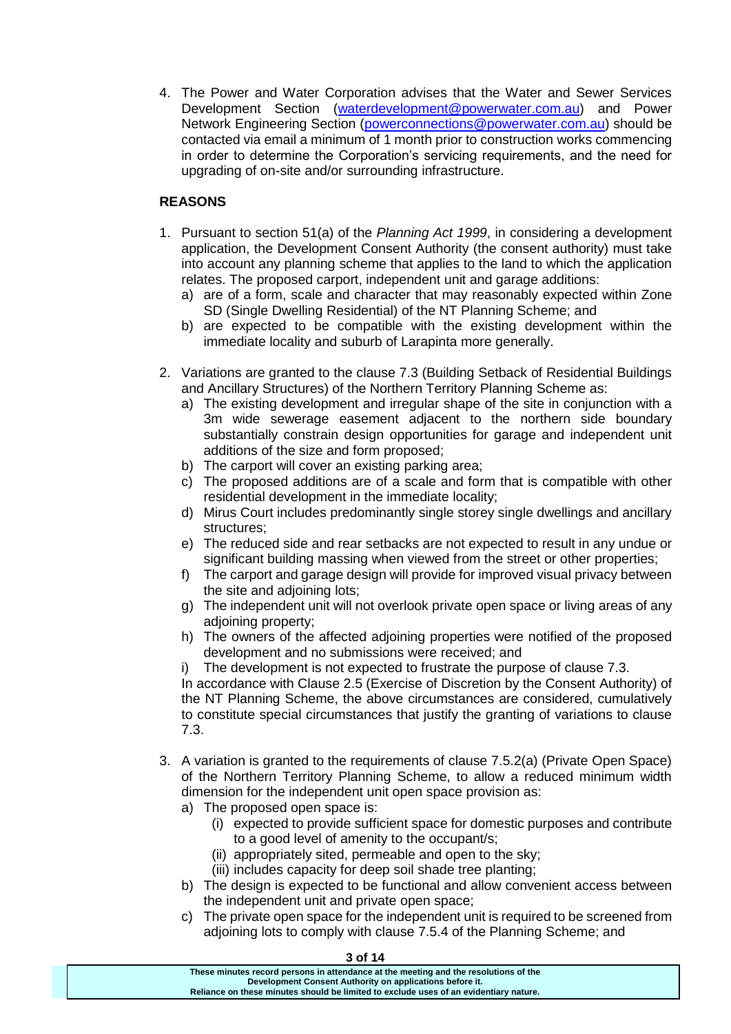4. The Power and Water Corporation advises that the Water and Sewer Services Development Section (waterdevelopment@powerwater.com.au) and Power Network Engineering Section (powerconnections@powerwater.com.au) should be contacted via email a minimum of 1 month prior to construction works commencing in order to determine the Corporation's servicing requirements, and the need for upgrading of on-site and/or surrounding infrastructure.

**REASONS**

1. Pursuant to section 51(a) of the *Planning Act 1999*, in considering a development application, the Development Consent Authority (the consent authority) must take into account any planning scheme that applies to the land to which the application relates. The proposed carport, independent unit and garage additions:
   a) are of a form, scale and character that may reasonably expected within Zone SD (Single Dwelling Residential) of the NT Planning Scheme; and
   b) are expected to be compatible with the existing development within the immediate locality and suburb of Larapinta more generally.

2. Variations are granted to the clause 7.3 (Building Setback of Residential Buildings and Ancillary Structures) of the Northern Territory Planning Scheme as:
   a) The existing development and irregular shape of the site in conjunction with a 3m wide sewerage easement adjacent to the northern side boundary substantially constrain design opportunities for garage and independent unit additions of the size and form proposed;
   b) The carport will cover an existing parking area;
   c) The proposed additions are of a scale and form that is compatible with other residential development in the immediate locality;
   d) Mirus Court includes predominantly single storey single dwellings and ancillary structures;
   e) The reduced side and rear setbacks are not expected to result in any undue or significant building massing when viewed from the street or other properties;
   f) The carport and garage design will provide for improved visual privacy between the site and adjoining lots;
   g) The independent unit will not overlook private open space or living areas of any adjoining property;
   h) The owners of the affected adjoining properties were notified of the proposed development and no submissions were received; and
   i) The development is not expected to frustrate the purpose of clause 7.3.

   In accordance with Clause 2.5 (Exercise of Discretion by the Consent Authority) of the NT Planning Scheme, the above circumstances are considered, cumulatively to constitute special circumstances that justify the granting of variations to clause 7.3.

3. A variation is granted to the requirements of clause 7.5.2(a) (Private Open Space) of the Northern Territory Planning Scheme, to allow a reduced minimum width dimension for the independent unit open space provision as:
   a) The proposed open space is:
      (i) expected to provide sufficient space for domestic purposes and contribute to a good level of amenity to the occupant/s;
      (ii) appropriately sited, permeable and open to the sky;
      (iii) includes capacity for deep soil shade tree planting;
   b) The design is expected to be functional and allow convenient access between the independent unit and private open space;
   c) The private open space for the independent unit is required to be screened from adjoining lots to comply with clause 7.5.4 of the Planning Scheme; and

These minutes record persons in attendance at the meeting and the resolutions of the Development Consent Authority on applications before it.
Reliance on these minutes should be limited to exclude uses of an evidentiary nature.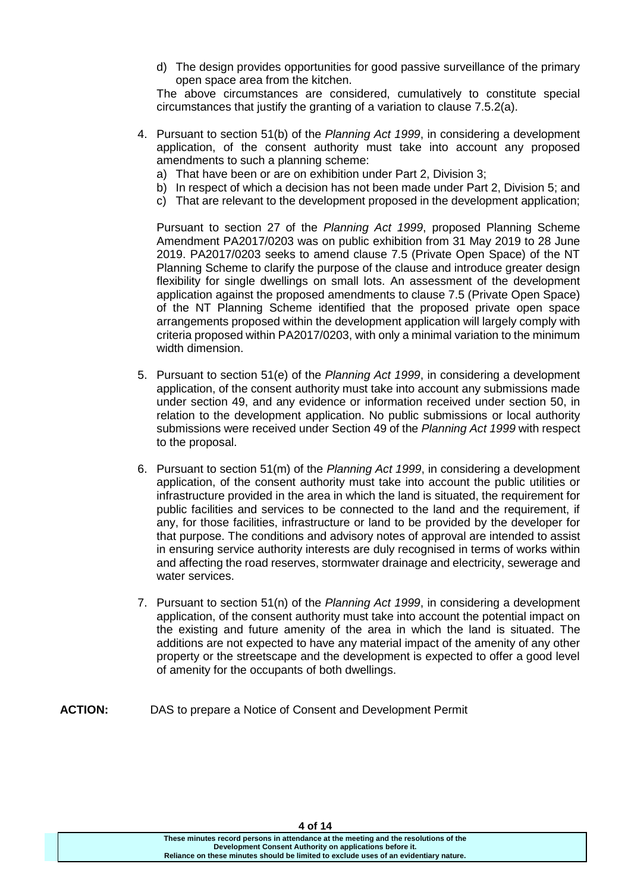d) The design provides opportunities for good passive surveillance of the primary open space area from the kitchen.

The above circumstances are considered, cumulatively to constitute special circumstances that justify the granting of a variation to clause 7.5.2(a).

4. Pursuant to section 51(b) of the *Planning Act 1999*, in considering a development application, of the consent authority must take into account any proposed amendments to such a planning scheme:
   a) That have been or are on exhibition under Part 2, Division 3;
   b) In respect of which a decision has not been made under Part 2, Division 5; and
   c) That are relevant to the development proposed in the development application;

   Pursuant to section 27 of the *Planning Act 1999*, proposed Planning Scheme Amendment PA2017/0203 was on public exhibition from 31 May 2019 to 28 June 2019. PA2017/0203 seeks to amend clause 7.5 (Private Open Space) of the NT Planning Scheme to clarify the purpose of the clause and introduce greater design flexibility for single dwellings on small lots. An assessment of the development application against the proposed amendments to clause 7.5 (Private Open Space) of the NT Planning Scheme identified that the proposed private open space arrangements proposed within the development application will largely comply with criteria proposed within PA2017/0203, with only a minimal variation to the minimum width dimension.

5. Pursuant to section 51(e) of the *Planning Act 1999*, in considering a development application, of the consent authority must take into account any submissions made under section 49, and any evidence or information received under section 50, in relation to the development application. No public submissions or local authority submissions were received under Section 49 of the *Planning Act 1999* with respect to the proposal.

6. Pursuant to section 51(m) of the *Planning Act 1999*, in considering a development application, of the consent authority must take into account the public utilities or infrastructure provided in the area in which the land is situated, the requirement for public facilities and services to be connected to the land and the requirement, if any, for those facilities, infrastructure or land to be provided by the developer for that purpose. The conditions and advisory notes of approval are intended to assist in ensuring service authority interests are duly recognised in terms of works within and affecting the road reserves, stormwater drainage and electricity, sewerage and water services.

7. Pursuant to section 51(n) of the *Planning Act 1999*, in considering a development application, of the consent authority must take into account the potential impact on the existing and future amenity of the area in which the land is situated. The additions are not expected to have any material impact of the amenity of any other property or the streetscape and the development is expected to offer a good level of amenity for the occupants of both dwellings.

**ACTION:** DAS to prepare a Notice of Consent and Development Permit

**These minutes record persons in attendance at the meeting and the resolutions of the Development Consent Authority on applications before it. Reliance on these minutes should be limited to exclude uses of an evidentiary nature.**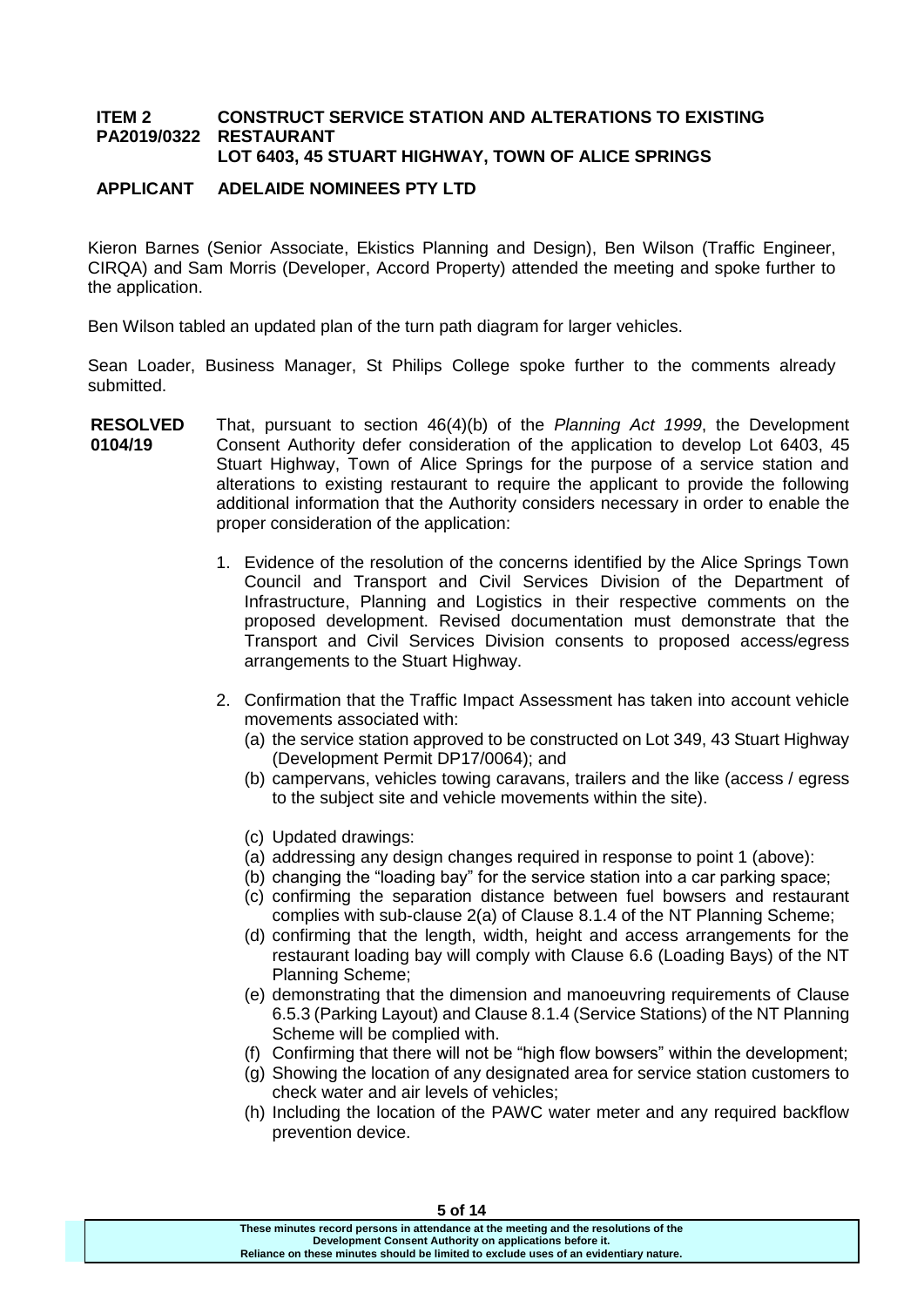**ITEM 2 PA2019/0322** **CONSTRUCT SERVICE STATION AND ALTERATIONS TO EXISTING RESTAURANT LOT 6403, 45 STUART HIGHWAY, TOWN OF ALICE SPRINGS**

**APPLICANT ADELAIDE NOMINEES PTY LTD**

Kieron Barnes (Senior Associate, Ekistics Planning and Design), Ben Wilson (Traffic Engineer, CIRQA) and Sam Morris (Developer, Accord Property) attended the meeting and spoke further to the application.

Ben Wilson tabled an updated plan of the turn path diagram for larger vehicles.

Sean Loader, Business Manager, St Philips College spoke further to the comments already submitted.

**RESOLVED 0104/19** That, pursuant to section 46(4)(b) of the *Planning Act 1999*, the Development Consent Authority defer consideration of the application to develop Lot 6403, 45 Stuart Highway, Town of Alice Springs for the purpose of a service station and alterations to existing restaurant to require the applicant to provide the following additional information that the Authority considers necessary in order to enable the proper consideration of the application:

1. Evidence of the resolution of the concerns identified by the Alice Springs Town Council and Transport and Civil Services Division of the Department of Infrastructure, Planning and Logistics in their respective comments on the proposed development. Revised documentation must demonstrate that the Transport and Civil Services Division consents to proposed access/egress arrangements to the Stuart Highway.

2. Confirmation that the Traffic Impact Assessment has taken into account vehicle movements associated with:
   (a) the service station approved to be constructed on Lot 349, 43 Stuart Highway (Development Permit DP17/0064); and
   (b) campervans, vehicles towing caravans, trailers and the like (access / egress to the subject site and vehicle movements within the site).

   (c) Updated drawings:
   (a) addressing any design changes required in response to point 1 (above):
   (b) changing the "loading bay" for the service station into a car parking space;
   (c) confirming the separation distance between fuel bowsers and restaurant complies with sub-clause 2(a) of Clause 8.1.4 of the NT Planning Scheme;
   (d) confirming that the length, width, height and access arrangements for the restaurant loading bay will comply with Clause 6.6 (Loading Bays) of the NT Planning Scheme;
   (e) demonstrating that the dimension and manoeuvring requirements of Clause 6.5.3 (Parking Layout) and Clause 8.1.4 (Service Stations) of the NT Planning Scheme will be complied with.
   (f) Confirming that there will not be "high flow bowsers" within the development;
   (g) Showing the location of any designated area for service station customers to check water and air levels of vehicles;
   (h) Including the location of the PAWC water meter and any required backflow prevention device.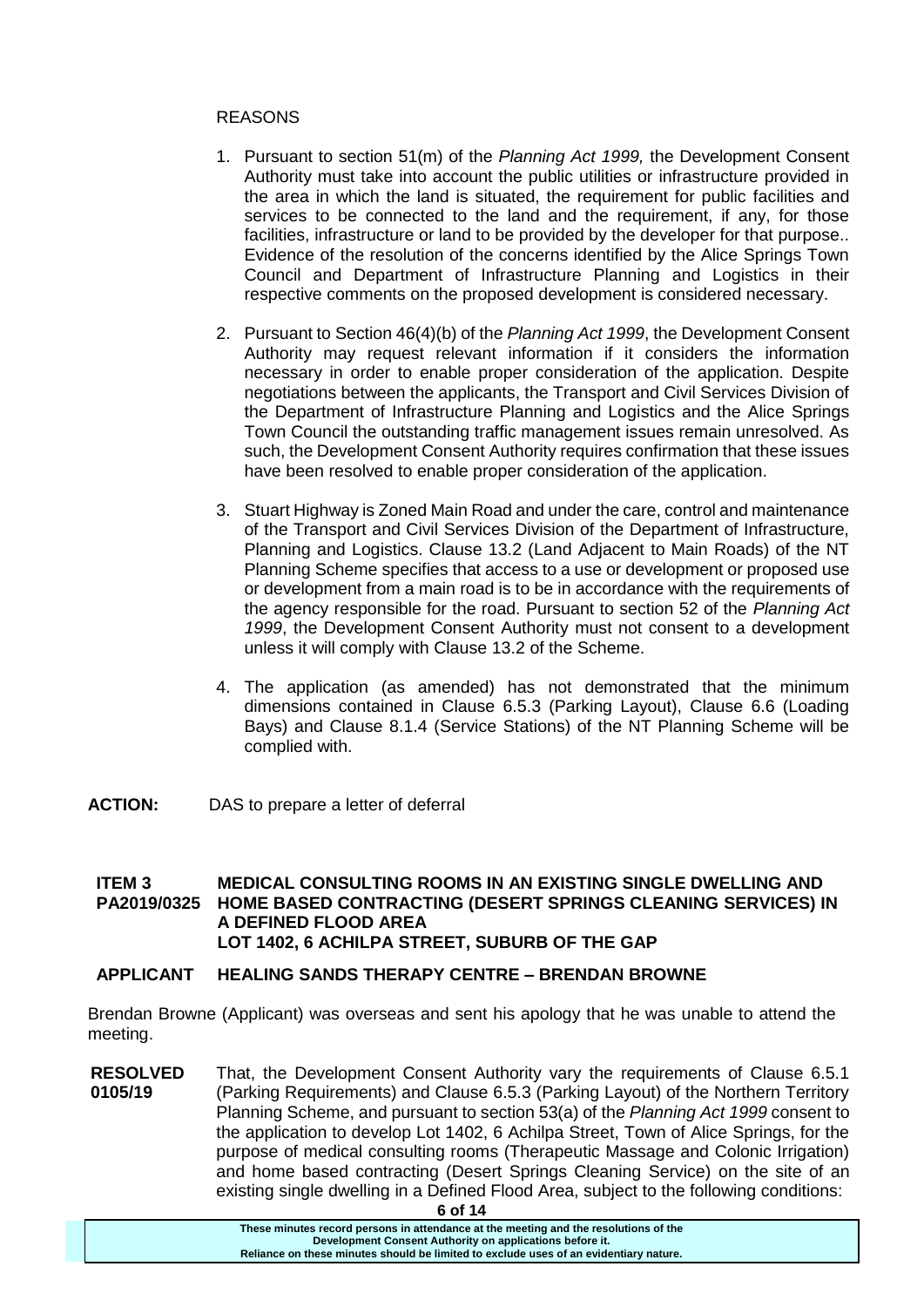REASONS

1. Pursuant to section 51(m) of the *Planning Act 1999,* the Development Consent Authority must take into account the public utilities or infrastructure provided in the area in which the land is situated, the requirement for public facilities and services to be connected to the land and the requirement, if any, for those facilities, infrastructure or land to be provided by the developer for that purpose.. Evidence of the resolution of the concerns identified by the Alice Springs Town Council and Department of Infrastructure Planning and Logistics in their respective comments on the proposed development is considered necessary.

2. Pursuant to Section 46(4)(b) of the *Planning Act 1999*, the Development Consent Authority may request relevant information if it considers the information necessary in order to enable proper consideration of the application. Despite negotiations between the applicants, the Transport and Civil Services Division of the Department of Infrastructure Planning and Logistics and the Alice Springs Town Council the outstanding traffic management issues remain unresolved. As such, the Development Consent Authority requires confirmation that these issues have been resolved to enable proper consideration of the application.

3. Stuart Highway is Zoned Main Road and under the care, control and maintenance of the Transport and Civil Services Division of the Department of Infrastructure, Planning and Logistics. Clause 13.2 (Land Adjacent to Main Roads) of the NT Planning Scheme specifies that access to a use or development or proposed use or development from a main road is to be in accordance with the requirements of the agency responsible for the road. Pursuant to section 52 of the *Planning Act 1999*, the Development Consent Authority must not consent to a development unless it will comply with Clause 13.2 of the Scheme.

4. The application (as amended) has not demonstrated that the minimum dimensions contained in Clause 6.5.3 (Parking Layout), Clause 6.6 (Loading Bays) and Clause 8.1.4 (Service Stations) of the NT Planning Scheme will be complied with.

**ACTION:** DAS to prepare a letter of deferral

**ITEM 3 PA2019/0325 MEDICAL CONSULTING ROOMS IN AN EXISTING SINGLE DWELLING AND HOME BASED CONTRACTING (DESERT SPRINGS CLEANING SERVICES) IN A DEFINED FLOOD AREA**
**LOT 1402, 6 ACHILPA STREET, SUBURB OF THE GAP**

**APPLICANT HEALING SANDS THERAPY CENTRE – BRENDAN BROWNE**

Brendan Browne (Applicant) was overseas and sent his apology that he was unable to attend the meeting.

**RESOLVED 0105/19** That, the Development Consent Authority vary the requirements of Clause 6.5.1 (Parking Requirements) and Clause 6.5.3 (Parking Layout) of the Northern Territory Planning Scheme, and pursuant to section 53(a) of the *Planning Act 1999* consent to the application to develop Lot 1402, 6 Achilpa Street, Town of Alice Springs, for the purpose of medical consulting rooms (Therapeutic Massage and Colonic Irrigation) and home based contracting (Desert Springs Cleaning Service) on the site of an existing single dwelling in a Defined Flood Area, subject to the following conditions:

These minutes record persons in attendance at the meeting and the resolutions of the Development Consent Authority on applications before it.
Reliance on these minutes should be limited to exclude uses of an evidentiary nature.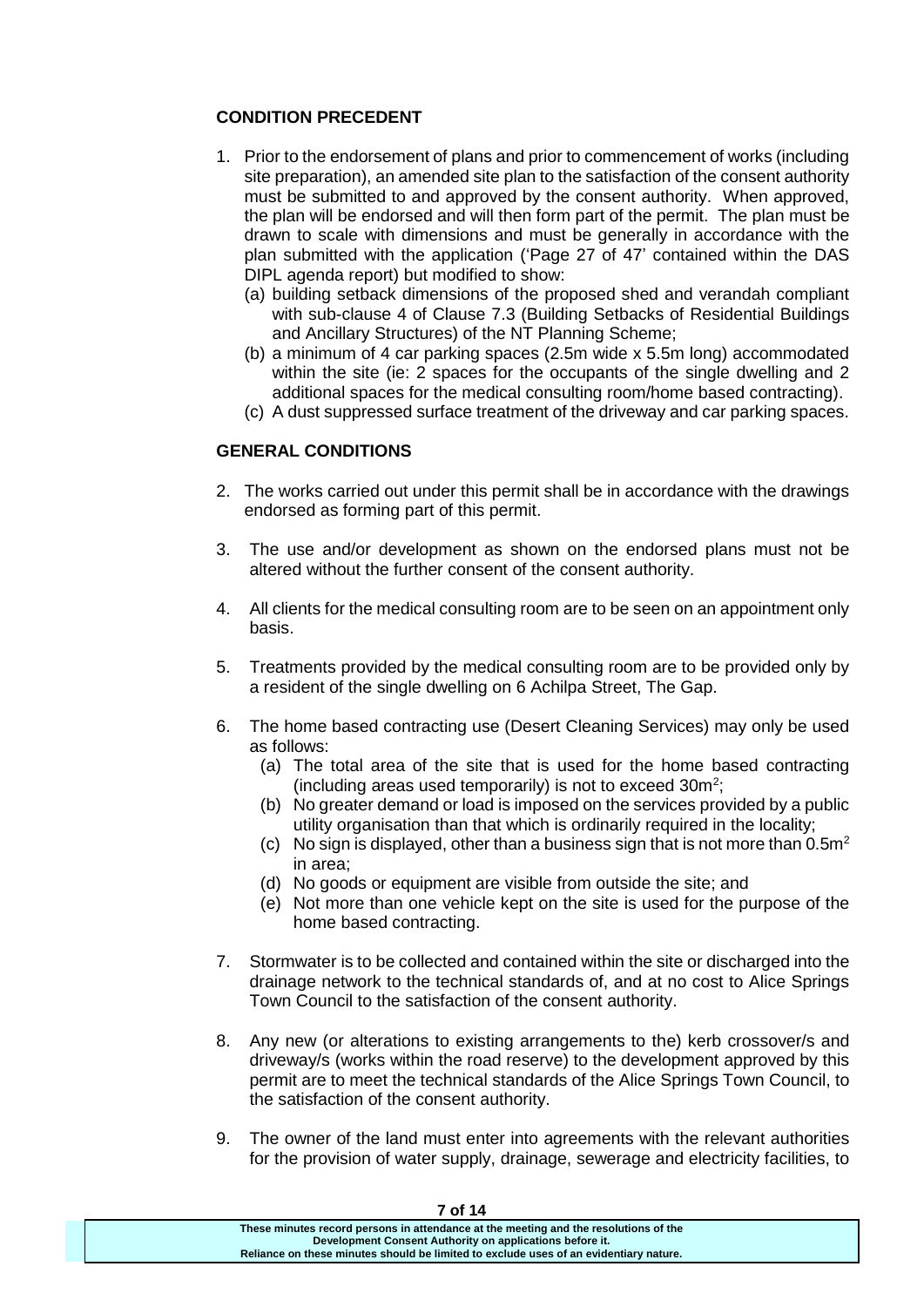**CONDITION PRECEDENT**

1. Prior to the endorsement of plans and prior to commencement of works (including site preparation), an amended site plan to the satisfaction of the consent authority must be submitted to and approved by the consent authority. When approved, the plan will be endorsed and will then form part of the permit. The plan must be drawn to scale with dimensions and must be generally in accordance with the plan submitted with the application ('Page 27 of 47' contained within the DAS DIPL agenda report) but modified to show:
   (a) building setback dimensions of the proposed shed and verandah compliant with sub-clause 4 of Clause 7.3 (Building Setbacks of Residential Buildings and Ancillary Structures) of the NT Planning Scheme;
   (b) a minimum of 4 car parking spaces (2.5m wide x 5.5m long) accommodated within the site (ie: 2 spaces for the occupants of the single dwelling and 2 additional spaces for the medical consulting room/home based contracting).
   (c) A dust suppressed surface treatment of the driveway and car parking spaces.

**GENERAL CONDITIONS**

2. The works carried out under this permit shall be in accordance with the drawings endorsed as forming part of this permit.

3. The use and/or development as shown on the endorsed plans must not be altered without the further consent of the consent authority.

4. All clients for the medical consulting room are to be seen on an appointment only basis.

5. Treatments provided by the medical consulting room are to be provided only by a resident of the single dwelling on 6 Achilpa Street, The Gap.

6. The home based contracting use (Desert Cleaning Services) may only be used as follows:
   (a) The total area of the site that is used for the home based contracting (including areas used temporarily) is not to exceed $30m^2$;
   (b) No greater demand or load is imposed on the services provided by a public utility organisation than that which is ordinarily required in the locality;
   (c) No sign is displayed, other than a business sign that is not more than $0.5m^2$ in area;
   (d) No goods or equipment are visible from outside the site; and
   (e) Not more than one vehicle kept on the site is used for the purpose of the home based contracting.

7. Stormwater is to be collected and contained within the site or discharged into the drainage network to the technical standards of, and at no cost to Alice Springs Town Council to the satisfaction of the consent authority.

8. Any new (or alterations to existing arrangements to the) kerb crossover/s and driveway/s (works within the road reserve) to the development approved by this permit are to meet the technical standards of the Alice Springs Town Council, to the satisfaction of the consent authority.

9. The owner of the land must enter into agreements with the relevant authorities for the provision of water supply, drainage, sewerage and electricity facilities, to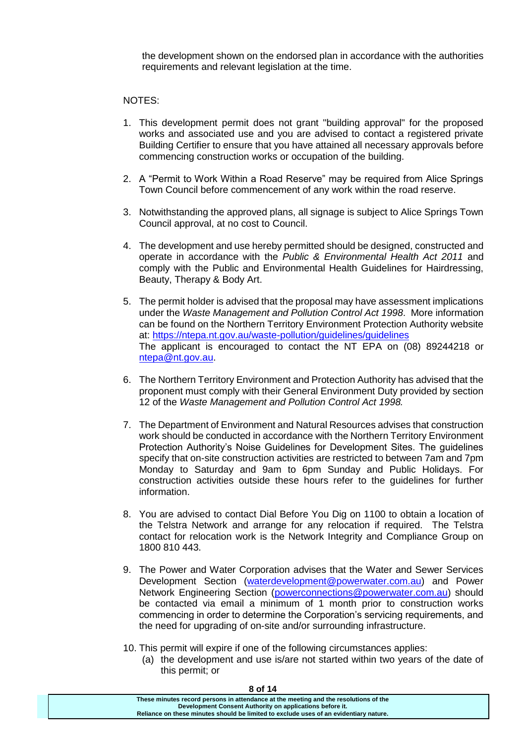the development shown on the endorsed plan in accordance with the authorities requirements and relevant legislation at the time.

NOTES:

1. This development permit does not grant "building approval" for the proposed works and associated use and you are advised to contact a registered private Building Certifier to ensure that you have attained all necessary approvals before commencing construction works or occupation of the building.

2. A "Permit to Work Within a Road Reserve" may be required from Alice Springs Town Council before commencement of any work within the road reserve.

3. Notwithstanding the approved plans, all signage is subject to Alice Springs Town Council approval, at no cost to Council.

4. The development and use hereby permitted should be designed, constructed and operate in accordance with the *Public & Environmental Health Act 2011* and comply with the Public and Environmental Health Guidelines for Hairdressing, Beauty, Therapy & Body Art.

5. The permit holder is advised that the proposal may have assessment implications under the *Waste Management and Pollution Control Act 1998*. More information can be found on the Northern Territory Environment Protection Authority website at: https://ntepa.nt.gov.au/waste-pollution/guidelines/guidelines
   The applicant is encouraged to contact the NT EPA on (08) 89244218 or ntepa@nt.gov.au.

6. The Northern Territory Environment and Protection Authority has advised that the proponent must comply with their General Environment Duty provided by section 12 of the *Waste Management and Pollution Control Act 1998.*

7. The Department of Environment and Natural Resources advises that construction work should be conducted in accordance with the Northern Territory Environment Protection Authority's Noise Guidelines for Development Sites. The guidelines specify that on-site construction activities are restricted to between 7am and 7pm Monday to Saturday and 9am to 6pm Sunday and Public Holidays. For construction activities outside these hours refer to the guidelines for further information.

8. You are advised to contact Dial Before You Dig on 1100 to obtain a location of the Telstra Network and arrange for any relocation if required. The Telstra contact for relocation work is the Network Integrity and Compliance Group on 1800 810 443.

9. The Power and Water Corporation advises that the Water and Sewer Services Development Section (waterdevelopment@powerwater.com.au) and Power Network Engineering Section (powerconnections@powerwater.com.au) should be contacted via email a minimum of 1 month prior to construction works commencing in order to determine the Corporation's servicing requirements, and the need for upgrading of on-site and/or surrounding infrastructure.

10. This permit will expire if one of the following circumstances applies:
    (a) the development and use is/are not started within two years of the date of this permit; or

**These minutes record persons in attendance at the meeting and the resolutions of the Development Consent Authority on applications before it. Reliance on these minutes should be limited to exclude uses of an evidentiary nature.**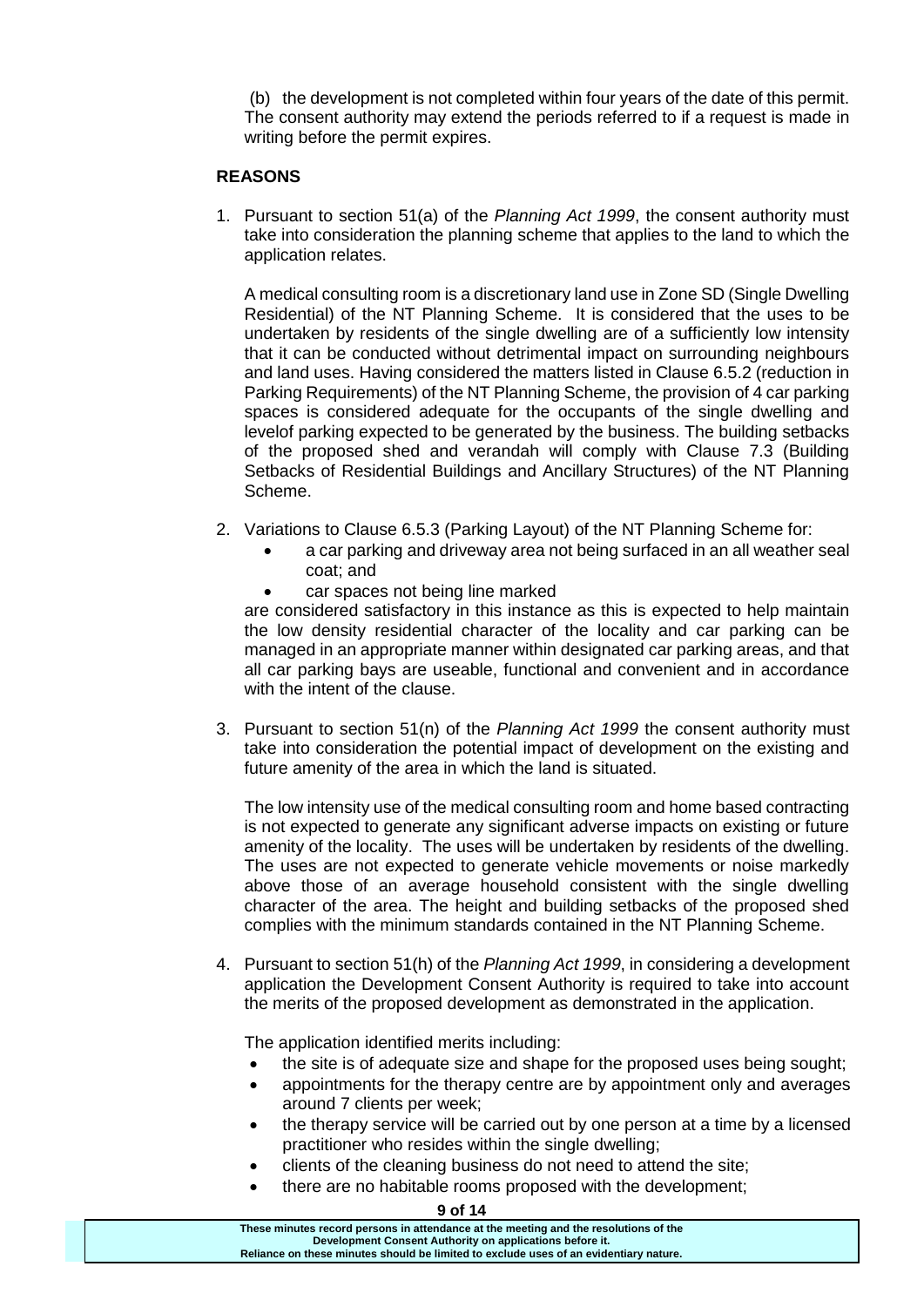(b) the development is not completed within four years of the date of this permit. The consent authority may extend the periods referred to if a request is made in writing before the permit expires.

**REASONS**

1. Pursuant to section 51(a) of the *Planning Act 1999*, the consent authority must take into consideration the planning scheme that applies to the land to which the application relates.

   A medical consulting room is a discretionary land use in Zone SD (Single Dwelling Residential) of the NT Planning Scheme. It is considered that the uses to be undertaken by residents of the single dwelling are of a sufficiently low intensity that it can be conducted without detrimental impact on surrounding neighbours and land uses. Having considered the matters listed in Clause 6.5.2 (reduction in Parking Requirements) of the NT Planning Scheme, the provision of 4 car parking spaces is considered adequate for the occupants of the single dwelling and levelof parking expected to be generated by the business. The building setbacks of the proposed shed and verandah will comply with Clause 7.3 (Building Setbacks of Residential Buildings and Ancillary Structures) of the NT Planning Scheme.

2. Variations to Clause 6.5.3 (Parking Layout) of the NT Planning Scheme for:
   - a car parking and driveway area not being surfaced in an all weather seal coat; and
   - car spaces not being line marked

   are considered satisfactory in this instance as this is expected to help maintain the low density residential character of the locality and car parking can be managed in an appropriate manner within designated car parking areas, and that all car parking bays are useable, functional and convenient and in accordance with the intent of the clause.

3. Pursuant to section 51(n) of the *Planning Act 1999* the consent authority must take into consideration the potential impact of development on the existing and future amenity of the area in which the land is situated.

   The low intensity use of the medical consulting room and home based contracting is not expected to generate any significant adverse impacts on existing or future amenity of the locality. The uses will be undertaken by residents of the dwelling. The uses are not expected to generate vehicle movements or noise markedly above those of an average household consistent with the single dwelling character of the area. The height and building setbacks of the proposed shed complies with the minimum standards contained in the NT Planning Scheme.

4. Pursuant to section 51(h) of the *Planning Act 1999*, in considering a development application the Development Consent Authority is required to take into account the merits of the proposed development as demonstrated in the application.

   The application identified merits including:
   - the site is of adequate size and shape for the proposed uses being sought;
   - appointments for the therapy centre are by appointment only and averages around 7 clients per week;
   - the therapy service will be carried out by one person at a time by a licensed practitioner who resides within the single dwelling;
   - clients of the cleaning business do not need to attend the site;
   - there are no habitable rooms proposed with the development;

These minutes record persons in attendance at the meeting and the resolutions of the Development Consent Authority on applications before it.
Reliance on these minutes should be limited to exclude uses of an evidentiary nature.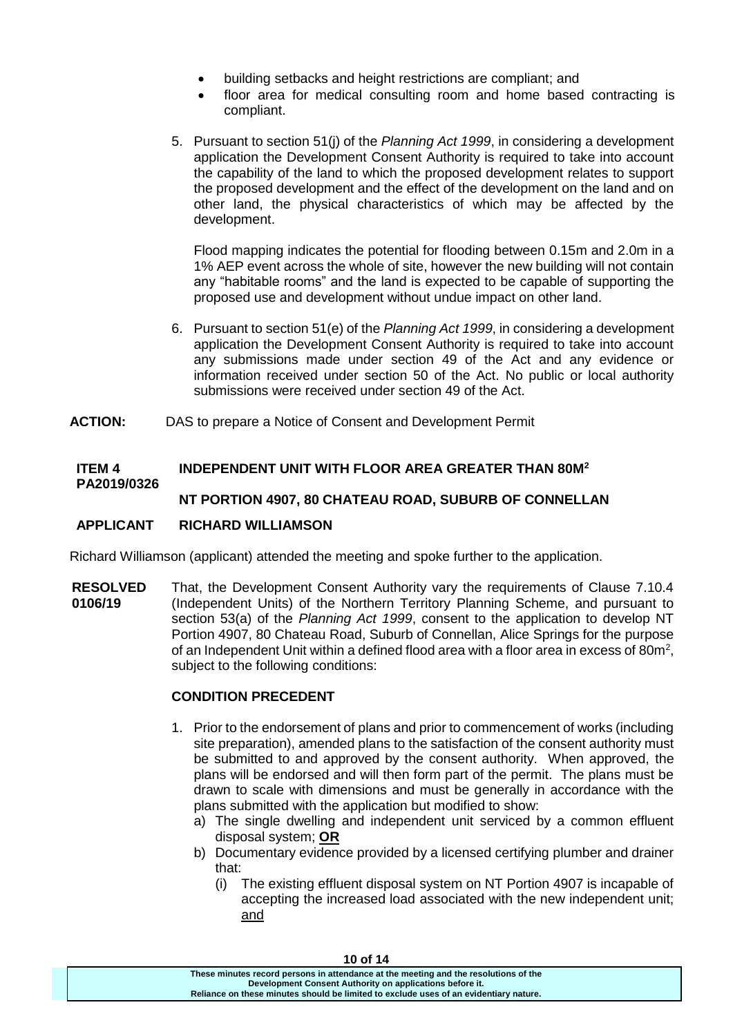- building setbacks and height restrictions are compliant; and
- floor area for medical consulting room and home based contracting is compliant.

5. Pursuant to section 51(j) of the *Planning Act 1999*, in considering a development application the Development Consent Authority is required to take into account the capability of the land to which the proposed development relates to support the proposed development and the effect of the development on the land and on other land, the physical characteristics of which may be affected by the development.

   Flood mapping indicates the potential for flooding between 0.15m and 2.0m in a 1% AEP event across the whole of site, however the new building will not contain any "habitable rooms" and the land is expected to be capable of supporting the proposed use and development without undue impact on other land.

6. Pursuant to section 51(e) of the *Planning Act 1999*, in considering a development application the Development Consent Authority is required to take into account any submissions made under section 49 of the Act and any evidence or information received under section 50 of the Act. No public or local authority submissions were received under section 49 of the Act.

**ACTION:** DAS to prepare a Notice of Consent and Development Permit

**ITEM 4 PA2019/0326** **INDEPENDENT UNIT WITH FLOOR AREA GREATER THAN 80M$^2$**

**NT PORTION 4907, 80 CHATEAU ROAD, SUBURB OF CONNELLAN**

**APPLICANT RICHARD WILLIAMSON**

Richard Williamson (applicant) attended the meeting and spoke further to the application.

**RESOLVED 0106/19** That, the Development Consent Authority vary the requirements of Clause 7.10.4 (Independent Units) of the Northern Territory Planning Scheme, and pursuant to section 53(a) of the *Planning Act 1999*, consent to the application to develop NT Portion 4907, 80 Chateau Road, Suburb of Connellan, Alice Springs for the purpose of an Independent Unit within a defined flood area with a floor area in excess of 80m$^2$, subject to the following conditions:

**CONDITION PRECEDENT**

1. Prior to the endorsement of plans and prior to commencement of works (including site preparation), amended plans to the satisfaction of the consent authority must be submitted to and approved by the consent authority. When approved, the plans will be endorsed and will then form part of the permit. The plans must be drawn to scale with dimensions and must be generally in accordance with the plans submitted with the application but modified to show:
   a) The single dwelling and independent unit serviced by a common effluent disposal system; **OR**
   b) Documentary evidence provided by a licensed certifying plumber and drainer that:
      (i) The existing effluent disposal system on NT Portion 4907 is incapable of accepting the increased load associated with the new independent unit; and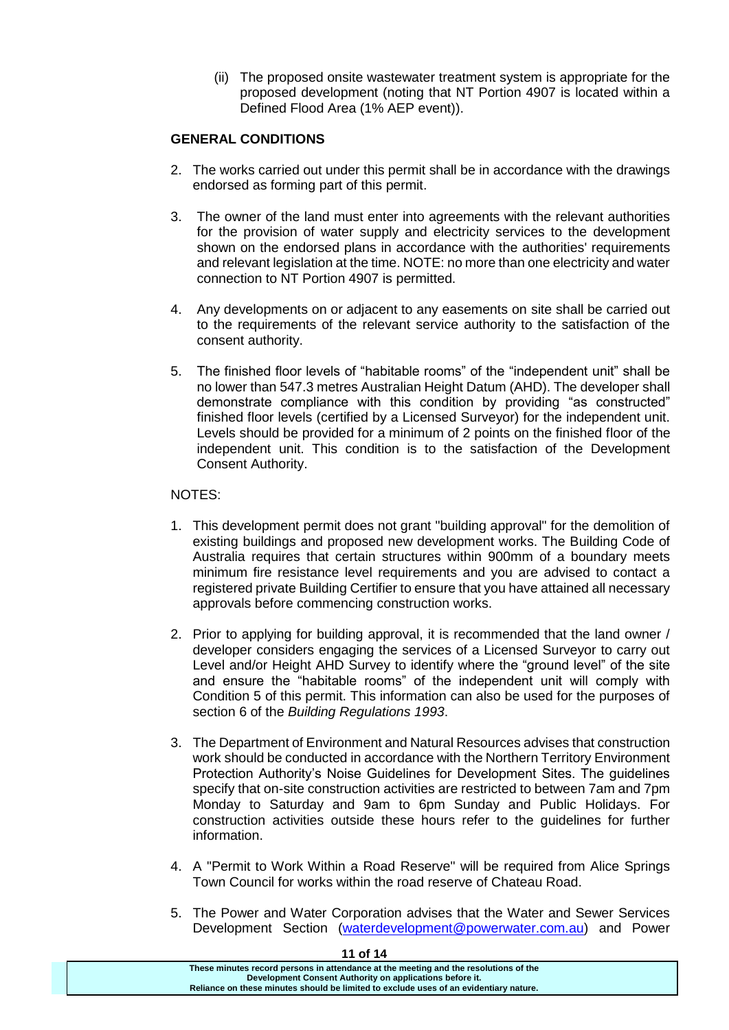(ii) The proposed onsite wastewater treatment system is appropriate for the proposed development (noting that NT Portion 4907 is located within a Defined Flood Area (1% AEP event)).

**GENERAL CONDITIONS**

2. The works carried out under this permit shall be in accordance with the drawings endorsed as forming part of this permit.

3. The owner of the land must enter into agreements with the relevant authorities for the provision of water supply and electricity services to the development shown on the endorsed plans in accordance with the authorities' requirements and relevant legislation at the time. NOTE: no more than one electricity and water connection to NT Portion 4907 is permitted.

4. Any developments on or adjacent to any easements on site shall be carried out to the requirements of the relevant service authority to the satisfaction of the consent authority.

5. The finished floor levels of "habitable rooms" of the "independent unit" shall be no lower than 547.3 metres Australian Height Datum (AHD). The developer shall demonstrate compliance with this condition by providing "as constructed" finished floor levels (certified by a Licensed Surveyor) for the independent unit. Levels should be provided for a minimum of 2 points on the finished floor of the independent unit. This condition is to the satisfaction of the Development Consent Authority.

NOTES:

1. This development permit does not grant "building approval" for the demolition of existing buildings and proposed new development works. The Building Code of Australia requires that certain structures within 900mm of a boundary meets minimum fire resistance level requirements and you are advised to contact a registered private Building Certifier to ensure that you have attained all necessary approvals before commencing construction works.

2. Prior to applying for building approval, it is recommended that the land owner / developer considers engaging the services of a Licensed Surveyor to carry out Level and/or Height AHD Survey to identify where the "ground level" of the site and ensure the "habitable rooms" of the independent unit will comply with Condition 5 of this permit. This information can also be used for the purposes of section 6 of the *Building Regulations 1993*.

3. The Department of Environment and Natural Resources advises that construction work should be conducted in accordance with the Northern Territory Environment Protection Authority's Noise Guidelines for Development Sites. The guidelines specify that on-site construction activities are restricted to between 7am and 7pm Monday to Saturday and 9am to 6pm Sunday and Public Holidays. For construction activities outside these hours refer to the guidelines for further information.

4. A "Permit to Work Within a Road Reserve" will be required from Alice Springs Town Council for works within the road reserve of Chateau Road.

5. The Power and Water Corporation advises that the Water and Sewer Services Development Section (waterdevelopment@powerwater.com.au) and Power

These minutes record persons in attendance at the meeting and the resolutions of the Development Consent Authority on applications before it.
Reliance on these minutes should be limited to exclude uses of an evidentiary nature.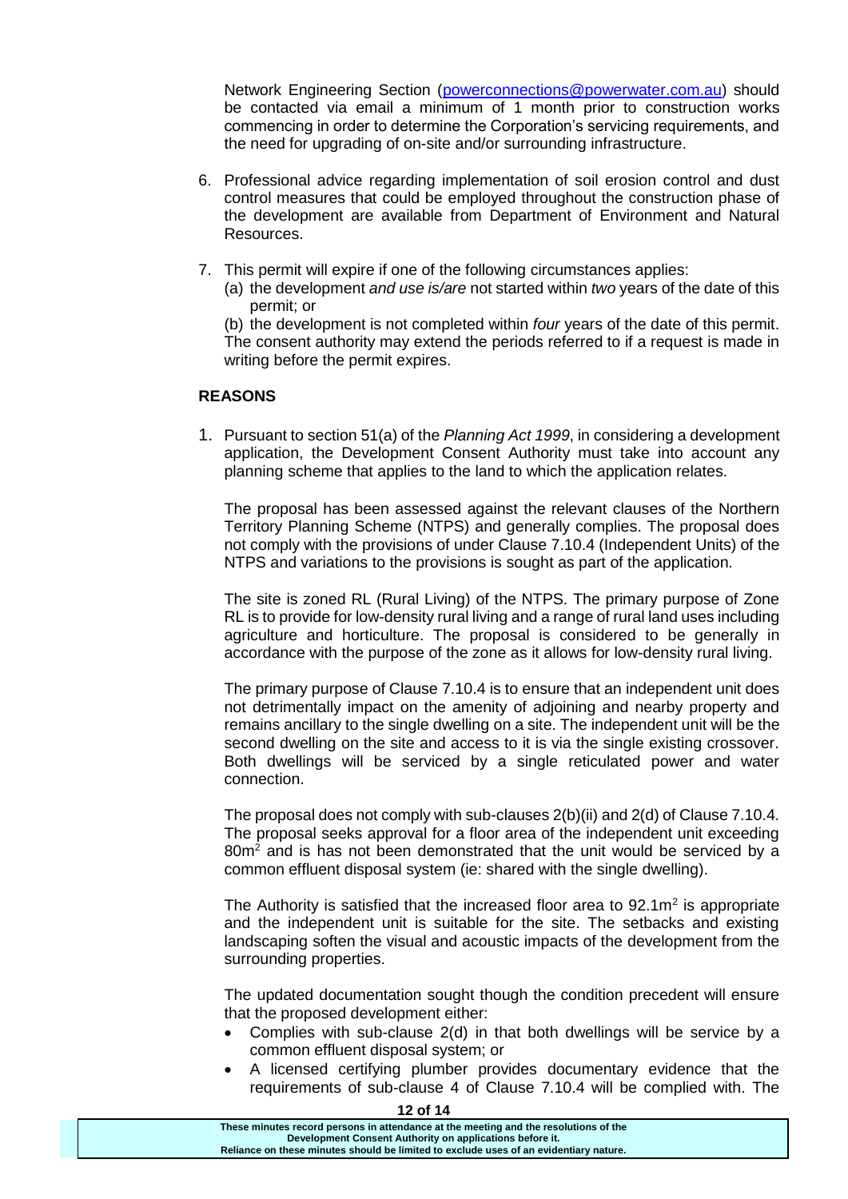Network Engineering Section (powerconnections@powerwater.com.au) should be contacted via email a minimum of 1 month prior to construction works commencing in order to determine the Corporation's servicing requirements, and the need for upgrading of on-site and/or surrounding infrastructure.

6. Professional advice regarding implementation of soil erosion control and dust control measures that could be employed throughout the construction phase of the development are available from Department of Environment and Natural Resources.

7. This permit will expire if one of the following circumstances applies:
   (a) the development *and use is/are* not started within *two* years of the date of this permit; or

   (b) the development is not completed within *four* years of the date of this permit.
   The consent authority may extend the periods referred to if a request is made in writing before the permit expires.

**REASONS**

1. Pursuant to section 51(a) of the *Planning Act 1999*, in considering a development application, the Development Consent Authority must take into account any planning scheme that applies to the land to which the application relates.

   The proposal has been assessed against the relevant clauses of the Northern Territory Planning Scheme (NTPS) and generally complies. The proposal does not comply with the provisions of under Clause 7.10.4 (Independent Units) of the NTPS and variations to the provisions is sought as part of the application.

   The site is zoned RL (Rural Living) of the NTPS. The primary purpose of Zone RL is to provide for low-density rural living and a range of rural land uses including agriculture and horticulture. The proposal is considered to be generally in accordance with the purpose of the zone as it allows for low-density rural living.

   The primary purpose of Clause 7.10.4 is to ensure that an independent unit does not detrimentally impact on the amenity of adjoining and nearby property and remains ancillary to the single dwelling on a site. The independent unit will be the second dwelling on the site and access to it is via the single existing crossover. Both dwellings will be serviced by a single reticulated power and water connection.

   The proposal does not comply with sub-clauses 2(b)(ii) and 2(d) of Clause 7.10.4. The proposal seeks approval for a floor area of the independent unit exceeding 80m$^2$ and is has not been demonstrated that the unit would be serviced by a common effluent disposal system (ie: shared with the single dwelling).

   The Authority is satisfied that the increased floor area to 92.1m$^2$ is appropriate and the independent unit is suitable for the site. The setbacks and existing landscaping soften the visual and acoustic impacts of the development from the surrounding properties.

   The updated documentation sought though the condition precedent will ensure that the proposed development either:

   - Complies with sub-clause 2(d) in that both dwellings will be service by a common effluent disposal system; or
   - A licensed certifying plumber provides documentary evidence that the requirements of sub-clause 4 of Clause 7.10.4 will be complied with. The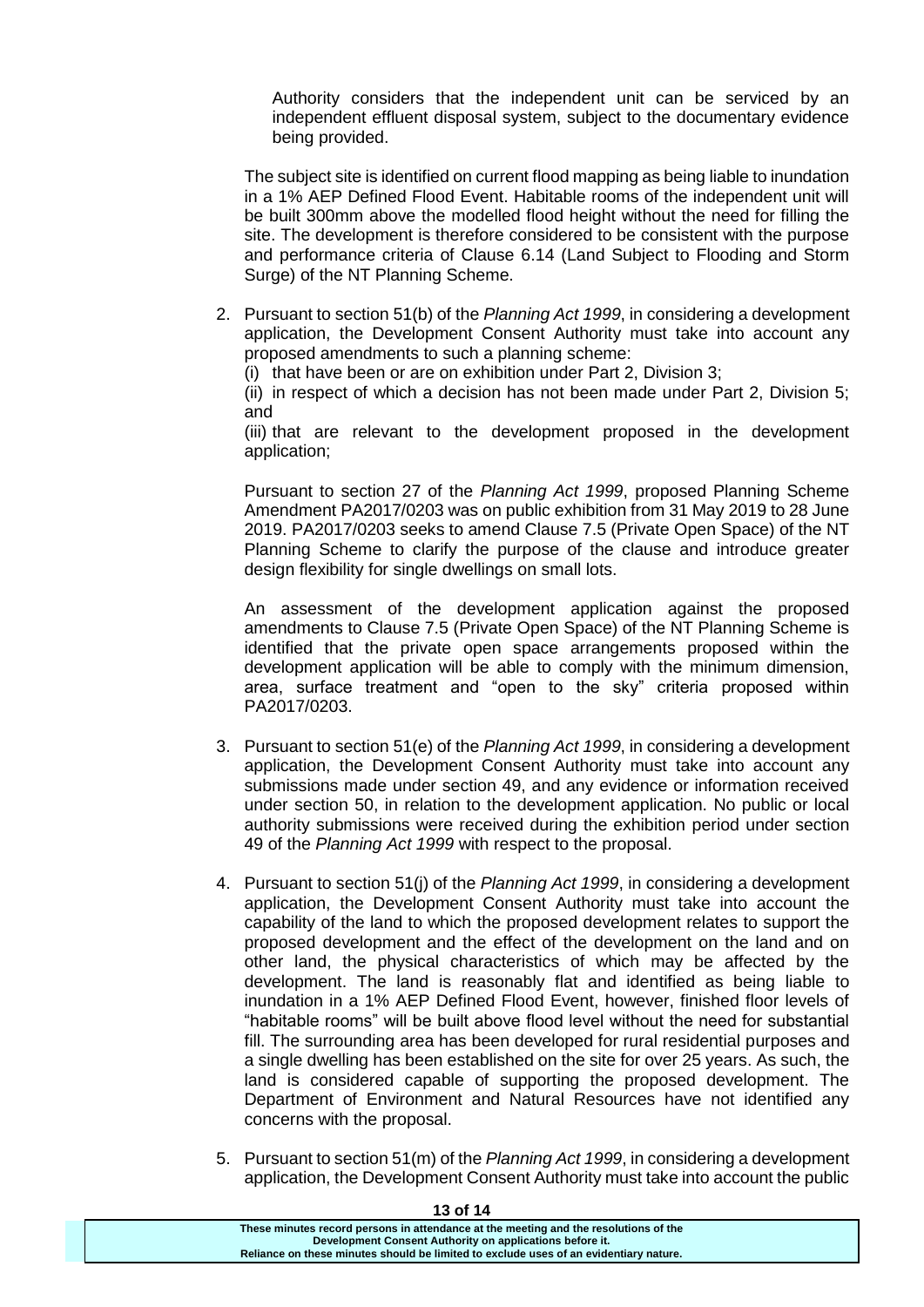Authority considers that the independent unit can be serviced by an independent effluent disposal system, subject to the documentary evidence being provided.

The subject site is identified on current flood mapping as being liable to inundation in a 1% AEP Defined Flood Event. Habitable rooms of the independent unit will be built 300mm above the modelled flood height without the need for filling the site. The development is therefore considered to be consistent with the purpose and performance criteria of Clause 6.14 (Land Subject to Flooding and Storm Surge) of the NT Planning Scheme.

2. Pursuant to section 51(b) of the *Planning Act 1999*, in considering a development application, the Development Consent Authority must take into account any proposed amendments to such a planning scheme:

   (i) that have been or are on exhibition under Part 2, Division 3;

   (ii) in respect of which a decision has not been made under Part 2, Division 5; and

   (iii) that are relevant to the development proposed in the development application;

   Pursuant to section 27 of the *Planning Act 1999*, proposed Planning Scheme Amendment PA2017/0203 was on public exhibition from 31 May 2019 to 28 June 2019. PA2017/0203 seeks to amend Clause 7.5 (Private Open Space) of the NT Planning Scheme to clarify the purpose of the clause and introduce greater design flexibility for single dwellings on small lots.

   An assessment of the development application against the proposed amendments to Clause 7.5 (Private Open Space) of the NT Planning Scheme is identified that the private open space arrangements proposed within the development application will be able to comply with the minimum dimension, area, surface treatment and "open to the sky" criteria proposed within PA2017/0203.

3. Pursuant to section 51(e) of the *Planning Act 1999*, in considering a development application, the Development Consent Authority must take into account any submissions made under section 49, and any evidence or information received under section 50, in relation to the development application. No public or local authority submissions were received during the exhibition period under section 49 of the *Planning Act 1999* with respect to the proposal.

4. Pursuant to section 51(j) of the *Planning Act 1999*, in considering a development application, the Development Consent Authority must take into account the capability of the land to which the proposed development relates to support the proposed development and the effect of the development on the land and on other land, the physical characteristics of which may be affected by the development. The land is reasonably flat and identified as being liable to inundation in a 1% AEP Defined Flood Event, however, finished floor levels of "habitable rooms" will be built above flood level without the need for substantial fill. The surrounding area has been developed for rural residential purposes and a single dwelling has been established on the site for over 25 years. As such, the land is considered capable of supporting the proposed development. The Department of Environment and Natural Resources have not identified any concerns with the proposal.

5. Pursuant to section 51(m) of the *Planning Act 1999*, in considering a development application, the Development Consent Authority must take into account the public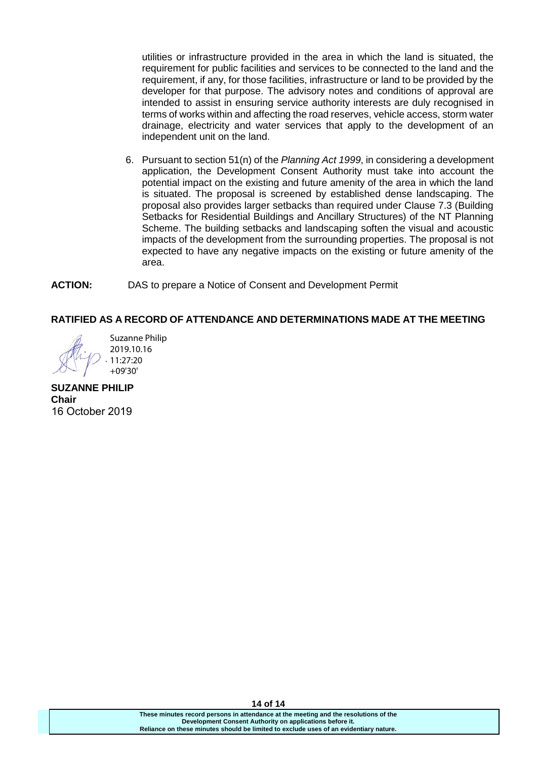utilities or infrastructure provided in the area in which the land is situated, the requirement for public facilities and services to be connected to the land and the requirement, if any, for those facilities, infrastructure or land to be provided by the developer for that purpose. The advisory notes and conditions of approval are intended to assist in ensuring service authority interests are duly recognised in terms of works within and affecting the road reserves, vehicle access, storm water drainage, electricity and water services that apply to the development of an independent unit on the land.

6. Pursuant to section 51(n) of the *Planning Act 1999*, in considering a development application, the Development Consent Authority must take into account the potential impact on the existing and future amenity of the area in which the land is situated. The proposal is screened by established dense landscaping. The proposal also provides larger setbacks than required under Clause 7.3 (Building Setbacks for Residential Buildings and Ancillary Structures) of the NT Planning Scheme. The building setbacks and landscaping soften the visual and acoustic impacts of the development from the surrounding properties. The proposal is not expected to have any negative impacts on the existing or future amenity of the area.

**ACTION:** DAS to prepare a Notice of Consent and Development Permit

**RATIFIED AS A RECORD OF ATTENDANCE AND DETERMINATIONS MADE AT THE MEETING**

Suzanne Philip
2019.10.16
11:27:20
+09'30'

**SUZANNE PHILIP**
**Chair**
16 October 2019

**These minutes record persons in attendance at the meeting and the resolutions of the Development Consent Authority on applications before it. Reliance on these minutes should be limited to exclude uses of an evidentiary nature.**